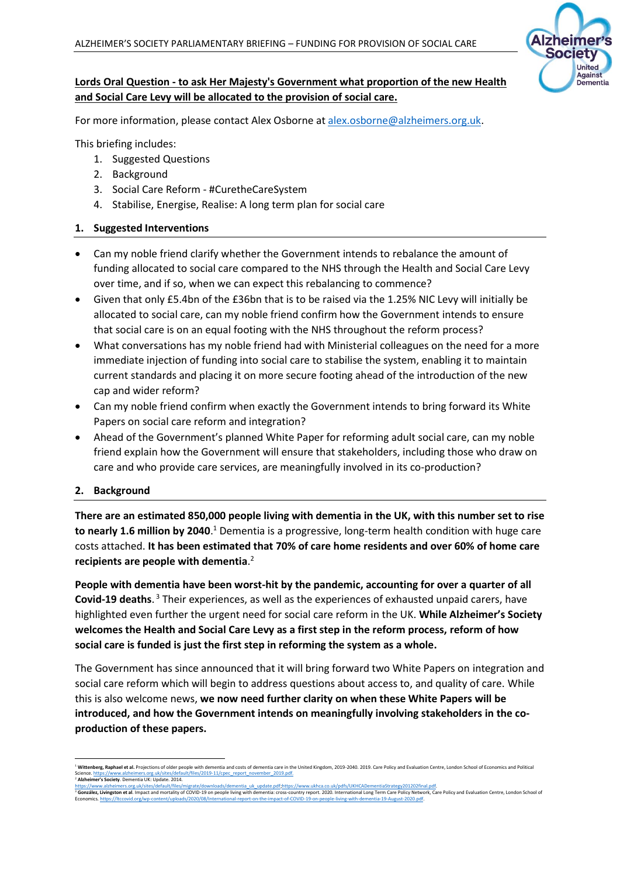**Lords Oral Question - to ask Her Majesty's Government what proportion of the new Health and Social Care Levy will be allocated to the provision of social care.**

For more information, please contact Alex Osborne at alex.osborne@alzheimers.org.uk.

This briefing includes:

1. Suggested Questions
2. Background
3. Social Care Reform - #CuretheCareSystem
4. Stabilise, Energise, Realise: A long term plan for social care

## 1. Suggested Interventions

- Can my noble friend clarify whether the Government intends to rebalance the amount of funding allocated to social care compared to the NHS through the Health and Social Care Levy over time, and if so, when we can expect this rebalancing to commence?
- Given that only £5.4bn of the £36bn that is to be raised via the 1.25% NIC Levy will initially be allocated to social care, can my noble friend confirm how the Government intends to ensure that social care is on an equal footing with the NHS throughout the reform process?
- What conversations has my noble friend had with Ministerial colleagues on the need for a more immediate injection of funding into social care to stabilise the system, enabling it to maintain current standards and placing it on more secure footing ahead of the introduction of the new cap and wider reform?
- Can my noble friend confirm when exactly the Government intends to bring forward its White Papers on social care reform and integration?
- Ahead of the Government's planned White Paper for reforming adult social care, can my noble friend explain how the Government will ensure that stakeholders, including those who draw on care and who provide care services, are meaningfully involved in its co-production?

## 2. Background

**There are an estimated 850,000 people living with dementia in the UK, with this number set to rise to nearly 1.6 million by 2040**.[1] Dementia is a progressive, long-term health condition with huge care costs attached. **It has been estimated that 70% of care home residents and over 60% of home care recipients are people with dementia**.[2]

**People with dementia have been worst-hit by the pandemic, accounting for over a quarter of all Covid-19 deaths**.[3] Their experiences, as well as the experiences of exhausted unpaid carers, have highlighted even further the urgent need for social care reform in the UK. **While Alzheimer's Society welcomes the Health and Social Care Levy as a first step in the reform process, reform of how social care is funded is just the first step in reforming the system as a whole.**

The Government has since announced that it will bring forward two White Papers on integration and social care reform which will begin to address questions about access to, and quality of care. While this is also welcome news, **we now need further clarity on when these White Papers will be introduced, and how the Government intends on meaningfully involving stakeholders in the co-production of these papers.**

---

[1] **Wittenberg, Raphael et al.** Projections of older people with dementia and costs of dementia care in the United Kingdom, 2019-2040. 2019. Care Policy and Evaluation Centre, London School of Economics and Political Science. https://www.alzheimers.org.uk/sites/default/files/2019-11/cpec_report_november_2019.pdf.

[2] **Alzheimer's Society**. Dementia UK: Update. 2014. https://www.alzheimers.org.uk/sites/default/files/migrate/downloads/dementia_uk_update.pdf;https://www.ukhca.co.uk/pdfs/UKHCADementiaStrategy201202final.pdf.

[3] **González, Livingston et al.** Impact and mortality of COVID-19 on people living with dementia: cross-country report. 2020. International Long Term Care Policy Network, Care Policy and Evaluation Centre, London School of Economics. https://ltccovid.org/wp-content/uploads/2020/08/International-report-on-the-impact-of-COVID-19-on-people-living-with-dementia-19-August-2020.pdf.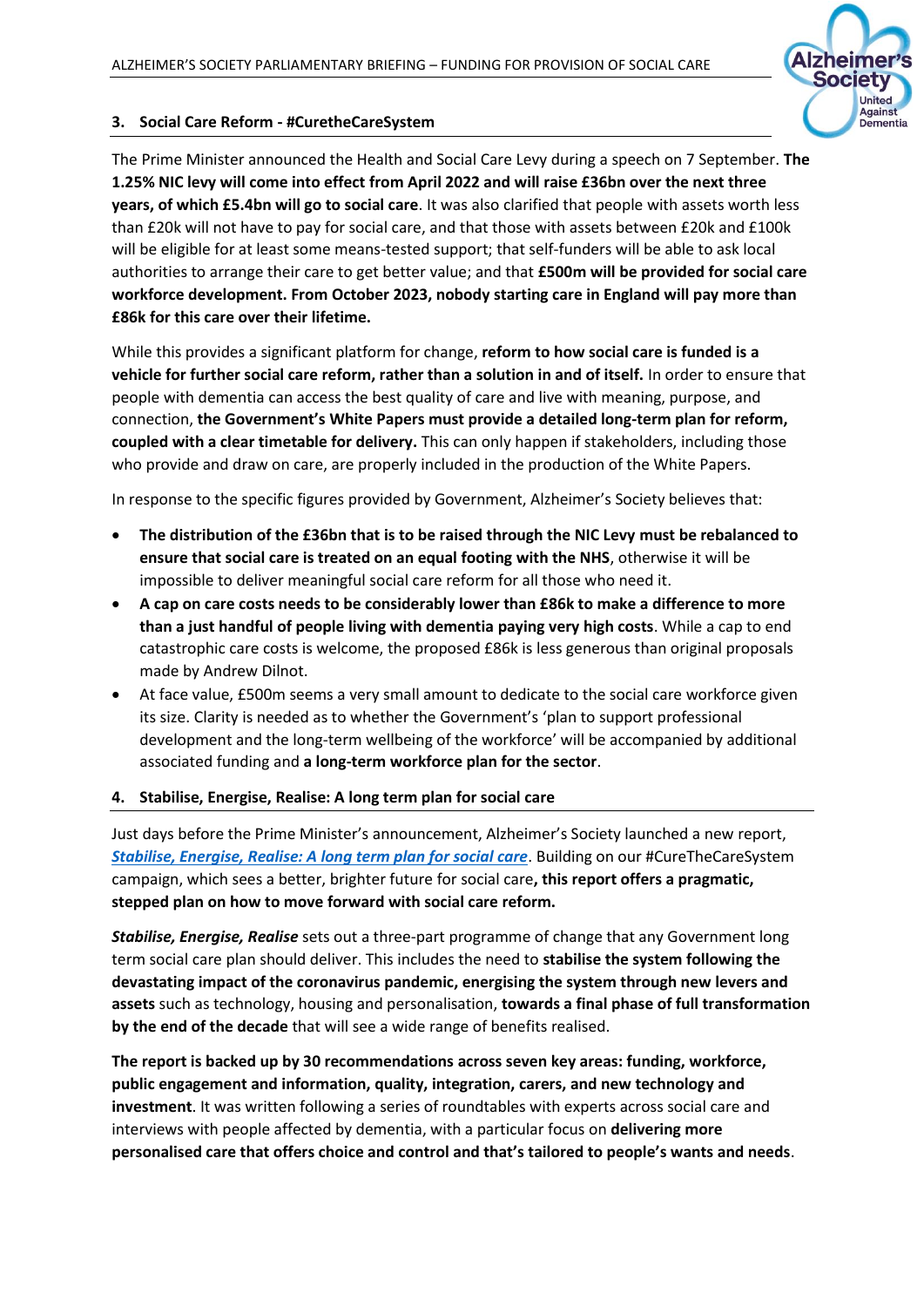### 3. Social Care Reform - #CuretheCareSystem

The Prime Minister announced the Health and Social Care Levy during a speech on 7 September. **The 1.25% NIC levy will come into effect from April 2022 and will raise £36bn over the next three years, of which £5.4bn will go to social care**. It was also clarified that people with assets worth less than £20k will not have to pay for social care, and that those with assets between £20k and £100k will be eligible for at least some means-tested support; that self-funders will be able to ask local authorities to arrange their care to get better value; and that **£500m will be provided for social care workforce development. From October 2023, nobody starting care in England will pay more than £86k for this care over their lifetime.**

While this provides a significant platform for change, **reform to how social care is funded is a vehicle for further social care reform, rather than a solution in and of itself.** In order to ensure that people with dementia can access the best quality of care and live with meaning, purpose, and connection, **the Government's White Papers must provide a detailed long-term plan for reform, coupled with a clear timetable for delivery.** This can only happen if stakeholders, including those who provide and draw on care, are properly included in the production of the White Papers.

In response to the specific figures provided by Government, Alzheimer's Society believes that:

- **The distribution of the £36bn that is to be raised through the NIC Levy must be rebalanced to ensure that social care is treated on an equal footing with the NHS**, otherwise it will be impossible to deliver meaningful social care reform for all those who need it.
- **A cap on care costs needs to be considerably lower than £86k to make a difference to more than a just handful of people living with dementia paying very high costs**. While a cap to end catastrophic care costs is welcome, the proposed £86k is less generous than original proposals made by Andrew Dilnot.
- At face value, £500m seems a very small amount to dedicate to the social care workforce given its size. Clarity is needed as to whether the Government's 'plan to support professional development and the long-term wellbeing of the workforce' will be accompanied by additional associated funding and **a long-term workforce plan for the sector**.

### 4. Stabilise, Energise, Realise: A long term plan for social care

Just days before the Prime Minister's announcement, Alzheimer's Society launched a new report, ***Stabilise, Energise, Realise: A long term plan for social care***. Building on our #CureTheCareSystem campaign, which sees a better, brighter future for social care**, this report offers a pragmatic, stepped plan on how to move forward with social care reform.**

***Stabilise, Energise, Realise*** sets out a three-part programme of change that any Government long term social care plan should deliver. This includes the need to **stabilise the system following the devastating impact of the coronavirus pandemic, energising the system through new levers and assets** such as technology, housing and personalisation, **towards a final phase of full transformation by the end of the decade** that will see a wide range of benefits realised.

**The report is backed up by 30 recommendations across seven key areas: funding, workforce, public engagement and information, quality, integration, carers, and new technology and investment**. It was written following a series of roundtables with experts across social care and interviews with people affected by dementia, with a particular focus on **delivering more personalised care that offers choice and control and that's tailored to people's wants and needs**.